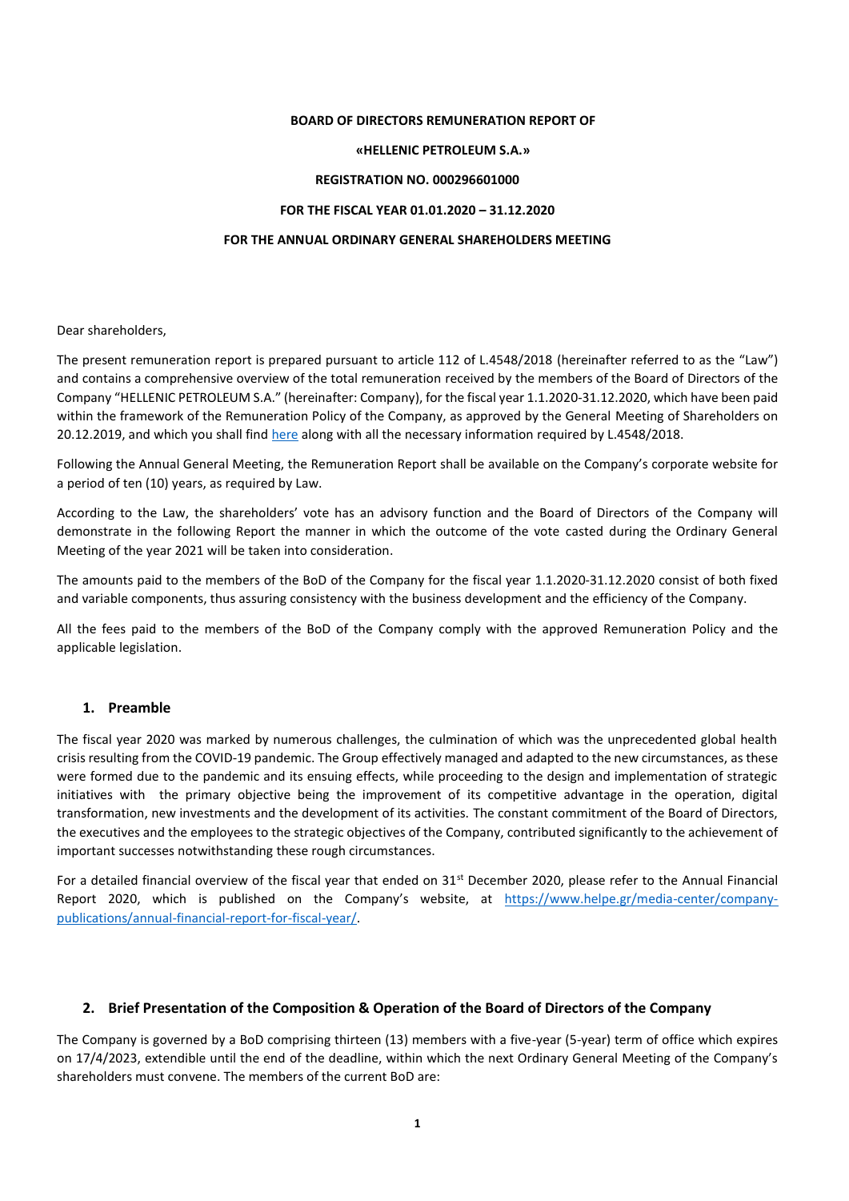**BOARD OF DIRECTORS REMUNERATION REPORT OF**

**«HELLENIC PETROLEUM S.A.»**

**REGISTRATION NO. 000296601000**

**FOR THE FISCAL YEAR 01.01.2020 – 31.12.2020**

**FOR THE ANNUAL ORDINARY GENERAL SHAREHOLDERS MEETING**

Dear shareholders,

The present remuneration report is prepared pursuant to article 112 of L.4548/2018 (hereinafter referred to as the "Law") and contains a comprehensive overview of the total remuneration received by the members of the Board of Directors of the Company "HELLENIC PETROLEUM S.A." (hereinafter: Company), for the fiscal year 1.1.2020-31.12.2020, which have been paid within the framework of the Remuneration Policy of the Company, as approved by the General Meeting of Shareholders on 20.12.2019, and which you shall find here along with all the necessary information required by L.4548/2018.

Following the Annual General Meeting, the Remuneration Report shall be available on the Company's corporate website for a period of ten (10) years, as required by Law.

According to the Law, the shareholders' vote has an advisory function and the Board of Directors of the Company will demonstrate in the following Report the manner in which the outcome of the vote casted during the Ordinary General Meeting of the year 2021 will be taken into consideration.

The amounts paid to the members of the BoD of the Company for the fiscal year 1.1.2020-31.12.2020 consist of both fixed and variable components, thus assuring consistency with the business development and the efficiency of the Company.

All the fees paid to the members of the BoD of the Company comply with the approved Remuneration Policy and the applicable legislation.

## 1. Preamble

The fiscal year 2020 was marked by numerous challenges, the culmination of which was the unprecedented global health crisis resulting from the COVID-19 pandemic. The Group effectively managed and adapted to the new circumstances, as these were formed due to the pandemic and its ensuing effects, while proceeding to the design and implementation of strategic initiatives with the primary objective being the improvement of its competitive advantage in the operation, digital transformation, new investments and the development of its activities. The constant commitment of the Board of Directors, the executives and the employees to the strategic objectives of the Company, contributed significantly to the achievement of important successes notwithstanding these rough circumstances.

For a detailed financial overview of the fiscal year that ended on 31st December 2020, please refer to the Annual Financial Report 2020, which is published on the Company's website, at https://www.helpe.gr/media-center/company-publications/annual-financial-report-for-fiscal-year/.

## 2. Brief Presentation of the Composition & Operation of the Board of Directors of the Company

The Company is governed by a BoD comprising thirteen (13) members with a five-year (5-year) term of office which expires on 17/4/2023, extendible until the end of the deadline, within which the next Ordinary General Meeting of the Company's shareholders must convene. The members of the current BoD are: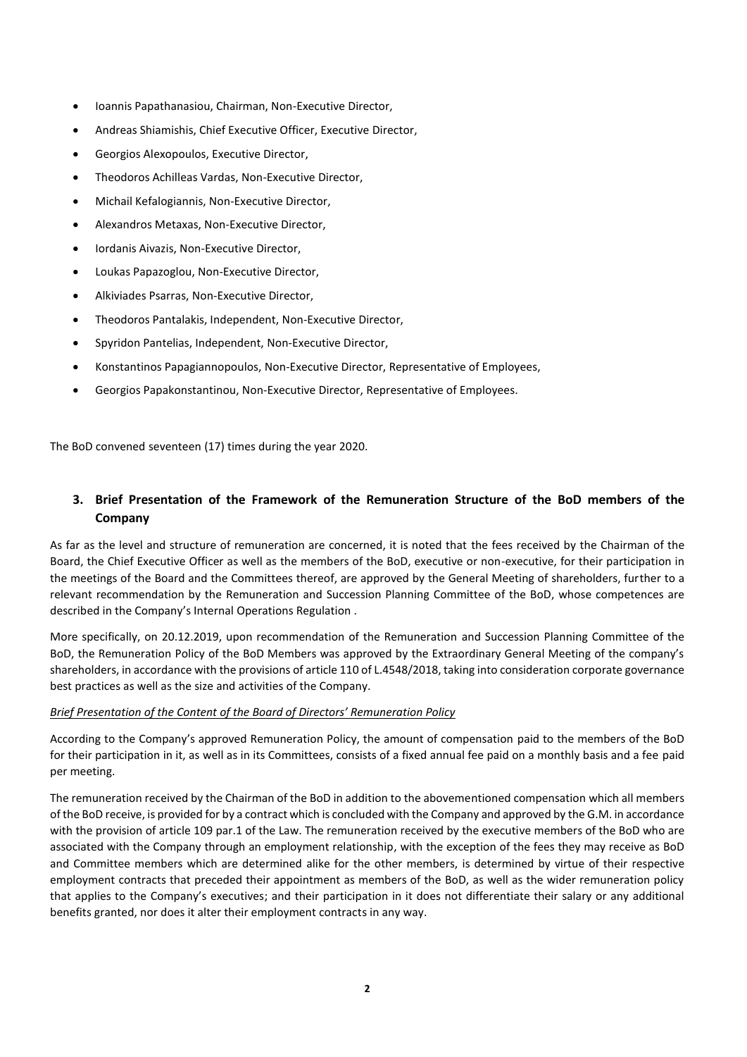- Ioannis Papathanasiou, Chairman, Non-Executive Director,
- Andreas Shiamishis, Chief Executive Officer, Executive Director,
- Georgios Alexopoulos, Executive Director,
- Theodoros Achilleas Vardas, Non-Executive Director,
- Michail Kefalogiannis, Non-Executive Director,
- Alexandros Metaxas, Non-Executive Director,
- Iordanis Aivazis, Non-Executive Director,
- Loukas Papazoglou, Non-Executive Director,
- Alkiviades Psarras, Non-Executive Director,
- Theodoros Pantalakis, Independent, Non-Executive Director,
- Spyridon Pantelias, Independent, Non-Executive Director,
- Konstantinos Papagiannopoulos, Non-Executive Director, Representative of Employees,
- Georgios Papakonstantinou, Non-Executive Director, Representative of Employees.

The BoD convened seventeen (17) times during the year 2020.

## 3. Brief Presentation of the Framework of the Remuneration Structure of the BoD members of the Company

As far as the level and structure of remuneration are concerned, it is noted that the fees received by the Chairman of the Board, the Chief Executive Officer as well as the members of the BoD, executive or non-executive, for their participation in the meetings of the Board and the Committees thereof, are approved by the General Meeting of shareholders, further to a relevant recommendation by the Remuneration and Succession Planning Committee of the BoD, whose competences are described in the Company's Internal Operations Regulation .

More specifically, on 20.12.2019, upon recommendation of the Remuneration and Succession Planning Committee of the BoD, the Remuneration Policy of the BoD Members was approved by the Extraordinary General Meeting of the company's shareholders, in accordance with the provisions of article 110 of L.4548/2018, taking into consideration corporate governance best practices as well as the size and activities of the Company.

*Brief Presentation of the Content of the Board of Directors' Remuneration Policy*

According to the Company's approved Remuneration Policy, the amount of compensation paid to the members of the BoD for their participation in it, as well as in its Committees, consists of a fixed annual fee paid on a monthly basis and a fee paid per meeting.

The remuneration received by the Chairman of the BoD in addition to the abovementioned compensation which all members of the BoD receive, is provided for by a contract which is concluded with the Company and approved by the G.M. in accordance with the provision of article 109 par.1 of the Law. The remuneration received by the executive members of the BoD who are associated with the Company through an employment relationship, with the exception of the fees they may receive as BoD and Committee members which are determined alike for the other members, is determined by virtue of their respective employment contracts that preceded their appointment as members of the BoD, as well as the wider remuneration policy that applies to the Company's executives; and their participation in it does not differentiate their salary or any additional benefits granted, nor does it alter their employment contracts in any way.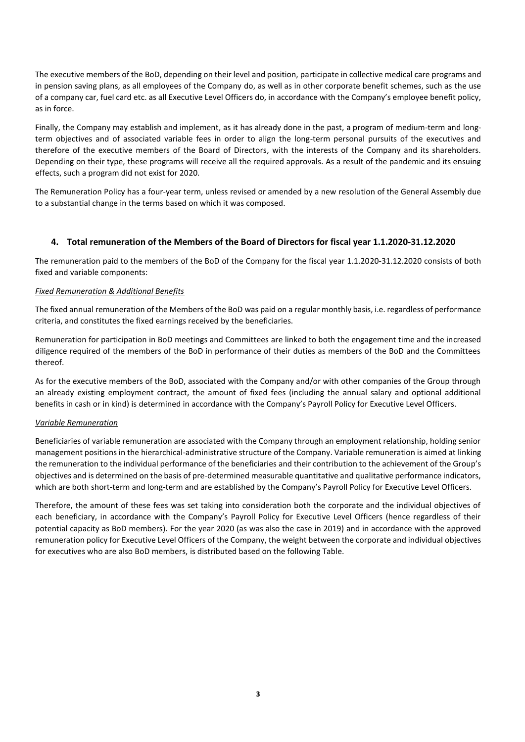The executive members of the BoD, depending on their level and position, participate in collective medical care programs and in pension saving plans, as all employees of the Company do, as well as in other corporate benefit schemes, such as the use of a company car, fuel card etc. as all Executive Level Officers do, in accordance with the Company's employee benefit policy, as in force.

Finally, the Company may establish and implement, as it has already done in the past, a program of medium-term and long-term objectives and of associated variable fees in order to align the long-term personal pursuits of the executives and therefore of the executive members of the Board of Directors, with the interests of the Company and its shareholders. Depending on their type, these programs will receive all the required approvals. As a result of the pandemic and its ensuing effects, such a program did not exist for 2020.

The Remuneration Policy has a four-year term, unless revised or amended by a new resolution of the General Assembly due to a substantial change in the terms based on which it was composed.

## 4. Total remuneration of the Members of the Board of Directors for fiscal year 1.1.2020-31.12.2020

The remuneration paid to the members of the BoD of the Company for the fiscal year 1.1.2020-31.12.2020 consists of both fixed and variable components:

*Fixed Remuneration & Additional Benefits*

The fixed annual remuneration of the Members of the BoD was paid on a regular monthly basis, i.e. regardless of performance criteria, and constitutes the fixed earnings received by the beneficiaries.

Remuneration for participation in BoD meetings and Committees are linked to both the engagement time and the increased diligence required of the members of the BoD in performance of their duties as members of the BoD and the Committees thereof.

As for the executive members of the BoD, associated with the Company and/or with other companies of the Group through an already existing employment contract, the amount of fixed fees (including the annual salary and optional additional benefits in cash or in kind) is determined in accordance with the Company's Payroll Policy for Executive Level Officers.

*Variable Remuneration*

Beneficiaries of variable remuneration are associated with the Company through an employment relationship, holding senior management positions in the hierarchical-administrative structure of the Company. Variable remuneration is aimed at linking the remuneration to the individual performance of the beneficiaries and their contribution to the achievement of the Group's objectives and is determined on the basis of pre-determined measurable quantitative and qualitative performance indicators, which are both short-term and long-term and are established by the Company's Payroll Policy for Executive Level Officers.

Therefore, the amount of these fees was set taking into consideration both the corporate and the individual objectives of each beneficiary, in accordance with the Company's Payroll Policy for Executive Level Officers (hence regardless of their potential capacity as BoD members). For the year 2020 (as was also the case in 2019) and in accordance with the approved remuneration policy for Executive Level Officers of the Company, the weight between the corporate and individual objectives for executives who are also BoD members, is distributed based on the following Table.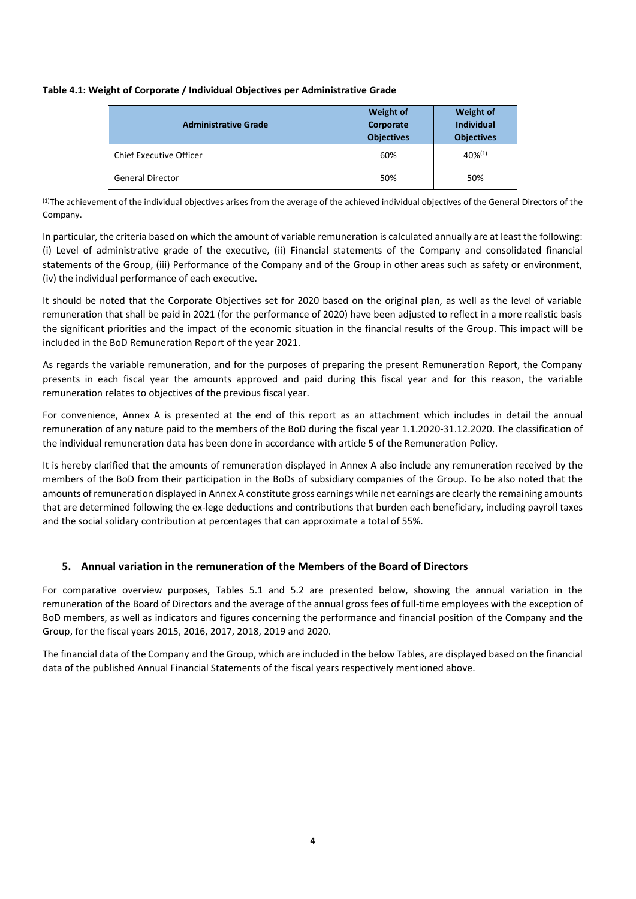**Table 4.1: Weight of Corporate / Individual Objectives per Administrative Grade**

| Administrative Grade | Weight of Corporate Objectives | Weight of Individual Objectives |
|---|---|---|
| Chief Executive Officer | 60% | 40%[1] |
| General Director | 50% | 50% |

[1]The achievement of the individual objectives arises from the average of the achieved individual objectives of the General Directors of the Company.

In particular, the criteria based on which the amount of variable remuneration is calculated annually are at least the following: (i) Level of administrative grade of the executive, (ii) Financial statements of the Company and consolidated financial statements of the Group, (iii) Performance of the Company and of the Group in other areas such as safety or environment, (iv) the individual performance of each executive.

It should be noted that the Corporate Objectives set for 2020 based on the original plan, as well as the level of variable remuneration that shall be paid in 2021 (for the performance of 2020) have been adjusted to reflect in a more realistic basis the significant priorities and the impact of the economic situation in the financial results of the Group. This impact will be included in the BoD Remuneration Report of the year 2021.

As regards the variable remuneration, and for the purposes of preparing the present Remuneration Report, the Company presents in each fiscal year the amounts approved and paid during this fiscal year and for this reason, the variable remuneration relates to objectives of the previous fiscal year.

For convenience, Annex A is presented at the end of this report as an attachment which includes in detail the annual remuneration of any nature paid to the members of the BoD during the fiscal year 1.1.2020-31.12.2020. The classification of the individual remuneration data has been done in accordance with article 5 of the Remuneration Policy.

It is hereby clarified that the amounts of remuneration displayed in Annex A also include any remuneration received by the members of the BoD from their participation in the BoDs of subsidiary companies of the Group. To be also noted that the amounts of remuneration displayed in Annex A constitute gross earnings while net earnings are clearly the remaining amounts that are determined following the ex-lege deductions and contributions that burden each beneficiary, including payroll taxes and the social solidary contribution at percentages that can approximate a total of 55%.

## 5. Annual variation in the remuneration of the Members of the Board of Directors

For comparative overview purposes, Tables 5.1 and 5.2 are presented below, showing the annual variation in the remuneration of the Board of Directors and the average of the annual gross fees of full-time employees with the exception of BoD members, as well as indicators and figures concerning the performance and financial position of the Company and the Group, for the fiscal years 2015, 2016, 2017, 2018, 2019 and 2020.

The financial data of the Company and the Group, which are included in the below Tables, are displayed based on the financial data of the published Annual Financial Statements of the fiscal years respectively mentioned above.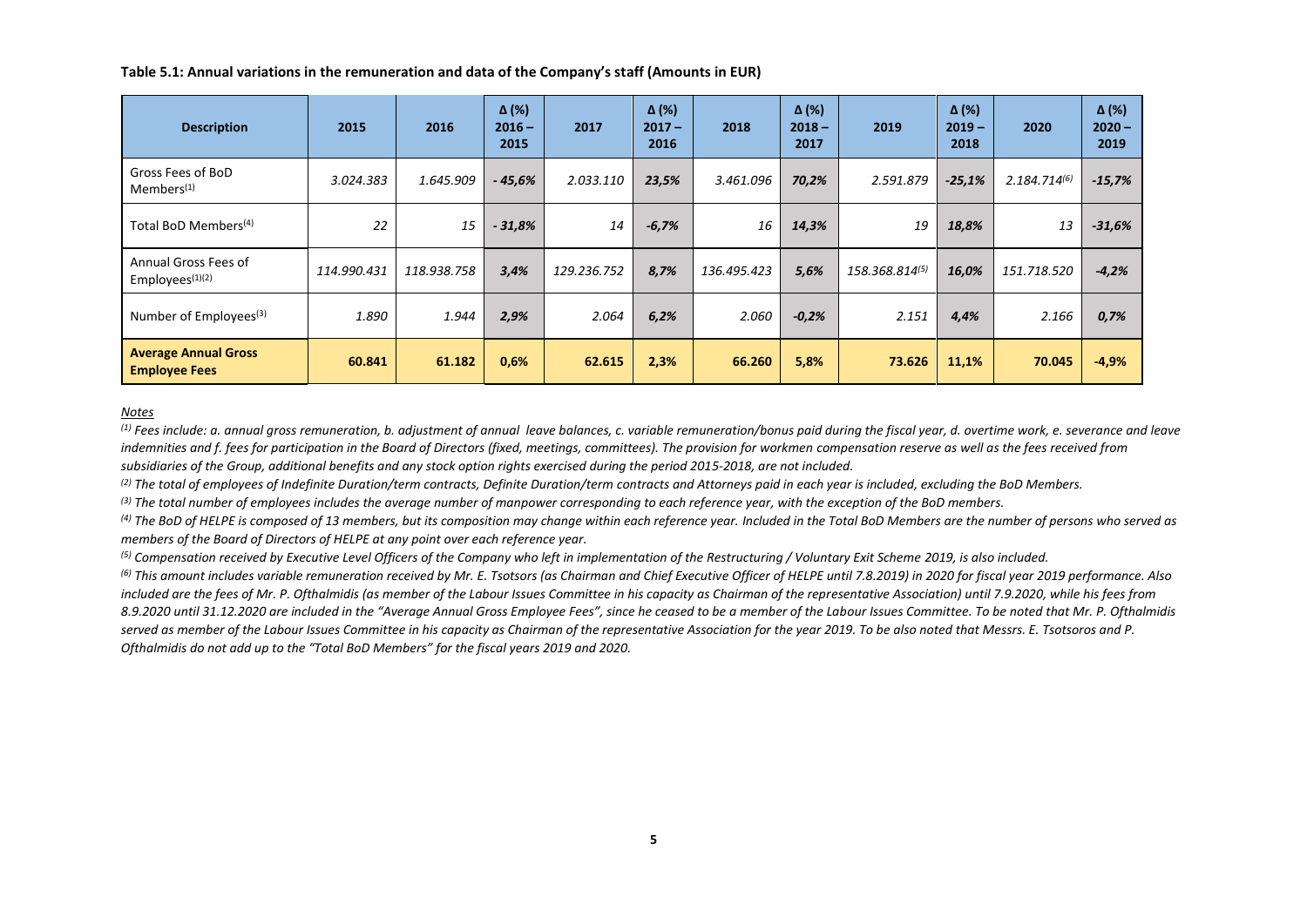**Table 5.1: Annual variations in the remuneration and data of the Company's staff (Amounts in EUR)**

| Description | 2015 | 2016 | Δ (%) 2016 – 2015 | 2017 | Δ (%) 2017 – 2016 | 2018 | Δ (%) 2018 – 2017 | 2019 | Δ (%) 2019 – 2018 | 2020 | Δ (%) 2020 – 2019 |
|---|---|---|---|---|---|---|---|---|---|---|---|
| Gross Fees of BoD Members[(1)] | *3.024.383* | *1.645.909* | ***- 45,6%*** | *2.033.110* | ***23,5%*** | *3.461.096* | ***70,2%*** | *2.591.879* | ***-25,1%*** | *2.184.714*[(6)] | ***-15,7%*** |
| Total BoD Members[(4)] | *22* | *15* | ***- 31,8%*** | *14* | ***-6,7%*** | *16* | ***14,3%*** | *19* | ***18,8%*** | *13* | ***-31,6%*** |
| Annual Gross Fees of Employees[(1)(2)] | *114.990.431* | *118.938.758* | ***3,4%*** | *129.236.752* | ***8,7%*** | *136.495.423* | ***5,6%*** | *158.368.814*[(5)] | ***16,0%*** | *151.718.520* | ***-4,2%*** |
| Number of Employees[(3)] | *1.890* | *1.944* | ***2,9%*** | *2.064* | ***6,2%*** | *2.060* | ***-0,2%*** | *2.151* | ***4,4%*** | *2.166* | ***0,7%*** |
| **Average Annual Gross Employee Fees** | **60.841** | **61.182** | **0,6%** | **62.615** | **2,3%** | **66.260** | **5,8%** | **73.626** | **11,1%** | **70.045** | **-4,9%** |

*Notes*

*[(1)] Fees include: a. annual gross remuneration, b. adjustment of annual leave balances, c. variable remuneration/bonus paid during the fiscal year, d. overtime work, e. severance and leave indemnities and f. fees for participation in the Board of Directors (fixed, meetings, committees). The provision for workmen compensation reserve as well as the fees received from subsidiaries of the Group, additional benefits and any stock option rights exercised during the period 2015-2018, are not included.*

*[(2)] The total of employees of Indefinite Duration/term contracts, Definite Duration/term contracts and Attorneys paid in each year is included, excluding the BoD Members.*

*[(3)] The total number of employees includes the average number of manpower corresponding to each reference year, with the exception of the BoD members.*

*[(4)] The BoD of HELPE is composed of 13 members, but its composition may change within each reference year. Included in the Total BoD Members are the number of persons who served as members of the Board of Directors of HELPE at any point over each reference year.*

*[(5)] Compensation received by Executive Level Officers of the Company who left in implementation of the Restructuring / Voluntary Exit Scheme 2019, is also included.*

*[(6)] This amount includes variable remuneration received by Mr. E. Tsotsors (as Chairman and Chief Executive Officer of HELPE until 7.8.2019) in 2020 for fiscal year 2019 performance. Also included are the fees of Mr. P. Ofthalmidis (as member of the Labour Issues Committee in his capacity as Chairman of the representative Association) until 7.9.2020, while his fees from 8.9.2020 until 31.12.2020 are included in the "Average Annual Gross Employee Fees", since he ceased to be a member of the Labour Issues Committee. To be noted that Mr. P. Ofthalmidis served as member of the Labour Issues Committee in his capacity as Chairman of the representative Association for the year 2019. To be also noted that Messrs. E. Tsotsoros and P. Ofthalmidis do not add up to the "Total BoD Members" for the fiscal years 2019 and 2020.*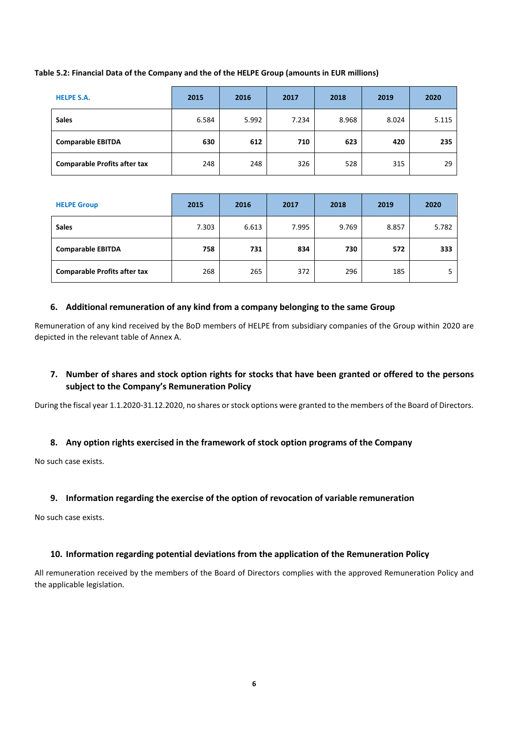**Table 5.2: Financial Data of the Company and the of the HELPE Group (amounts in EUR millions)**

| HELPE S.A. | 2015 | 2016 | 2017 | 2018 | 2019 | 2020 |
|---|---|---|---|---|---|---|
| **Sales** | 6.584 | 5.992 | 7.234 | 8.968 | 8.024 | 5.115 |
| **Comparable EBITDA** | **630** | **612** | **710** | **623** | **420** | **235** |
| **Comparable Profits after tax** | 248 | 248 | 326 | 528 | 315 | 29 |

| HELPE Group | 2015 | 2016 | 2017 | 2018 | 2019 | 2020 |
|---|---|---|---|---|---|---|
| **Sales** | 7.303 | 6.613 | 7.995 | 9.769 | 8.857 | 5.782 |
| **Comparable EBITDA** | **758** | **731** | **834** | **730** | **572** | **333** |
| **Comparable Profits after tax** | 268 | 265 | 372 | 296 | 185 | 5 |

## 6. Additional remuneration of any kind from a company belonging to the same Group

Remuneration of any kind received by the BoD members of HELPE from subsidiary companies of the Group within 2020 are depicted in the relevant table of Annex A.

## 7. Number of shares and stock option rights for stocks that have been granted or offered to the persons subject to the Company's Remuneration Policy

During the fiscal year 1.1.2020-31.12.2020, no shares or stock options were granted to the members of the Board of Directors.

## 8. Any option rights exercised in the framework of stock option programs of the Company

No such case exists.

## 9. Information regarding the exercise of the option of revocation of variable remuneration

No such case exists.

## 10. Information regarding potential deviations from the application of the Remuneration Policy

All remuneration received by the members of the Board of Directors complies with the approved Remuneration Policy and the applicable legislation.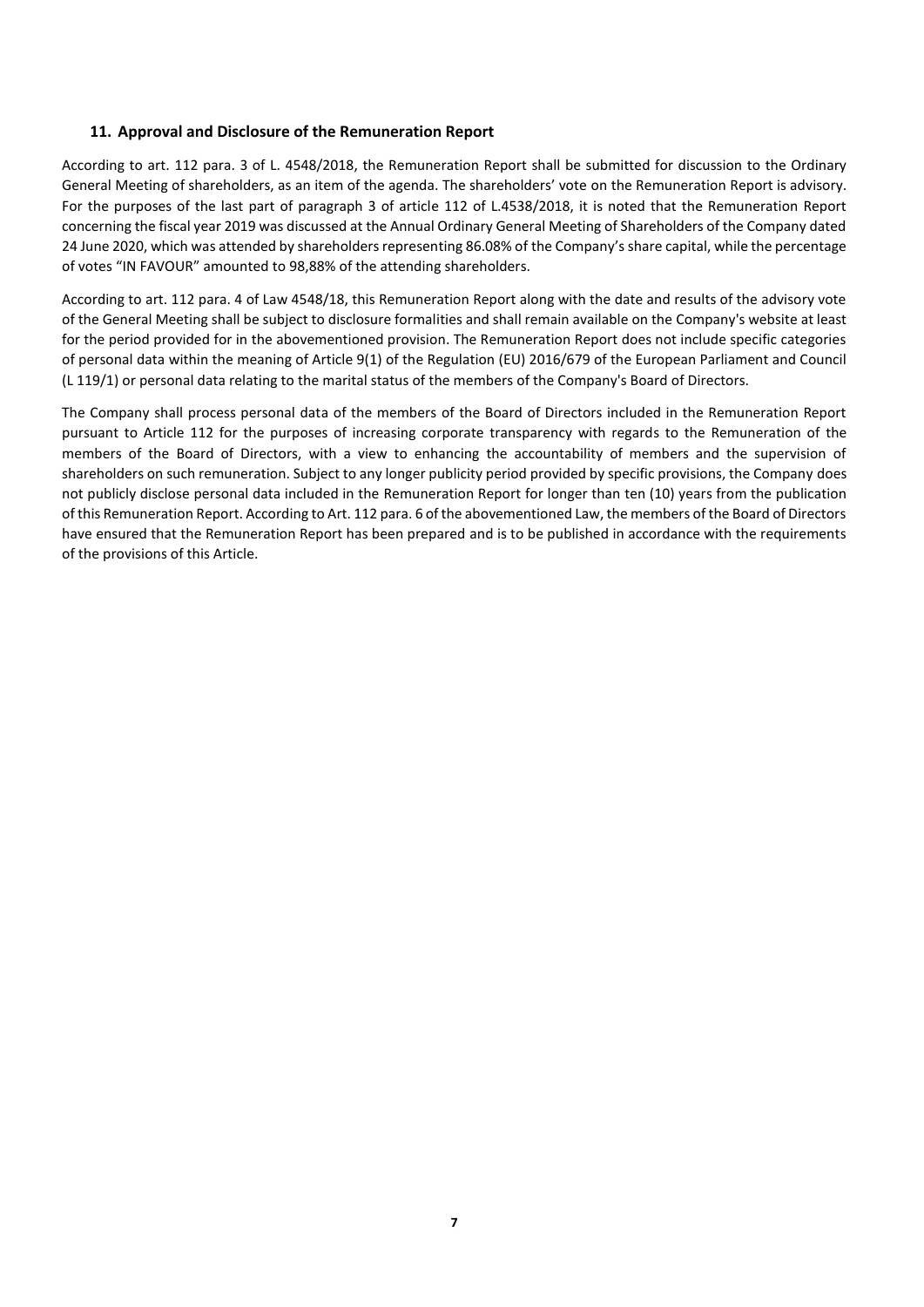## 11. Approval and Disclosure of the Remuneration Report

According to art. 112 para. 3 of L. 4548/2018, the Remuneration Report shall be submitted for discussion to the Ordinary General Meeting of shareholders, as an item of the agenda. The shareholders' vote on the Remuneration Report is advisory. For the purposes of the last part of paragraph 3 of article 112 of L.4538/2018, it is noted that the Remuneration Report concerning the fiscal year 2019 was discussed at the Annual Ordinary General Meeting of Shareholders of the Company dated 24 June 2020, which was attended by shareholders representing 86.08% of the Company's share capital, while the percentage of votes "IN FAVOUR" amounted to 98,88% of the attending shareholders.

According to art. 112 para. 4 of Law 4548/18, this Remuneration Report along with the date and results of the advisory vote of the General Meeting shall be subject to disclosure formalities and shall remain available on the Company's website at least for the period provided for in the abovementioned provision. The Remuneration Report does not include specific categories of personal data within the meaning of Article 9(1) of the Regulation (EU) 2016/679 of the European Parliament and Council (L 119/1) or personal data relating to the marital status of the members of the Company's Board of Directors.

The Company shall process personal data of the members of the Board of Directors included in the Remuneration Report pursuant to Article 112 for the purposes of increasing corporate transparency with regards to the Remuneration of the members of the Board of Directors, with a view to enhancing the accountability of members and the supervision of shareholders on such remuneration. Subject to any longer publicity period provided by specific provisions, the Company does not publicly disclose personal data included in the Remuneration Report for longer than ten (10) years from the publication of this Remuneration Report. According to Art. 112 para. 6 of the abovementioned Law, the members of the Board of Directors have ensured that the Remuneration Report has been prepared and is to be published in accordance with the requirements of the provisions of this Article.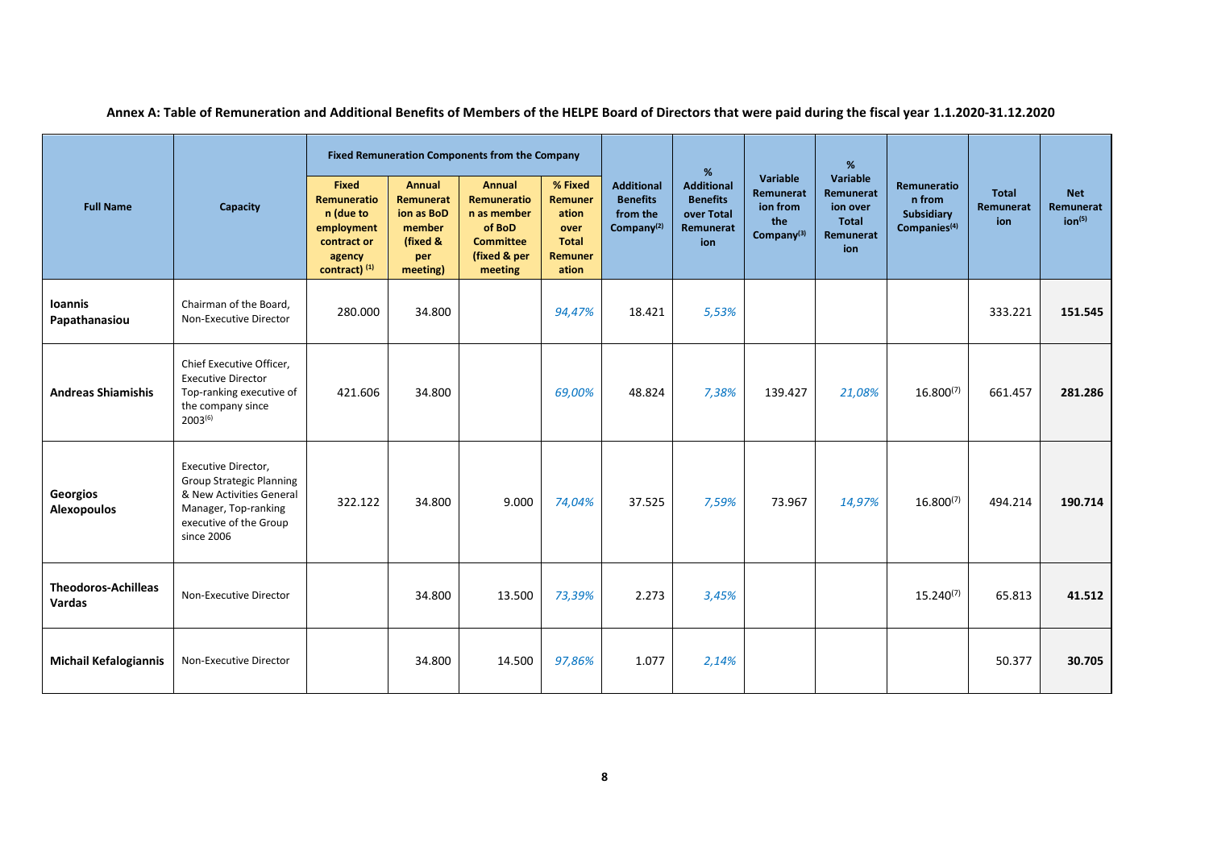## Annex A: Table of Remuneration and Additional Benefits of Members of the HELPE Board of Directors that were paid during the fiscal year 1.1.2020-31.12.2020

| Full Name | Capacity | Fixed Remuneration Components from the Company | | | | Additional Benefits from the Company[2] | % Additional Benefits over Total Remuneration | Variable Remuneration from the Company[3] | % Variable Remuneration over Total Remuneration | Remuneration from Subsidiary Companies[4] | Total Remuneration | Net Remuneration[5] |
|---|---|---|---|---|---|---|---|---|---|---|---|---|
| | | Fixed Remuneration (due to employment contract or agency contract) [1] | Annual Remuneration as BoD member (fixed & per meeting) | Annual Remuneration as member of BoD Committee (fixed & per meeting | % Fixed Remuneration over Total Remuneration | | | | | | | |
| **Ioannis Papathanasiou** | Chairman of the Board, Non-Executive Director | 280.000 | 34.800 | | *94,47%* | 18.421 | *5,53%* | | | | 333.221 | **151.545** |
| **Andreas Shiamishis** | Chief Executive Officer, Executive Director Top-ranking executive of the company since 2003[6] | 421.606 | 34.800 | | *69,00%* | 48.824 | *7,38%* | 139.427 | *21,08%* | 16.800[7] | 661.457 | **281.286** |
| **Georgios Alexopoulos** | Executive Director, Group Strategic Planning & New Activities General Manager, Top-ranking executive of the Group since 2006 | 322.122 | 34.800 | 9.000 | *74,04%* | 37.525 | *7,59%* | 73.967 | *14,97%* | 16.800[7] | 494.214 | **190.714** |
| **Theodoros-Achilleas Vardas** | Non-Executive Director | | 34.800 | 13.500 | *73,39%* | 2.273 | *3,45%* | | | 15.240[7] | 65.813 | **41.512** |
| **Michail Kefalogiannis** | Non-Executive Director | | 34.800 | 14.500 | *97,86%* | 1.077 | *2,14%* | | | | 50.377 | **30.705** |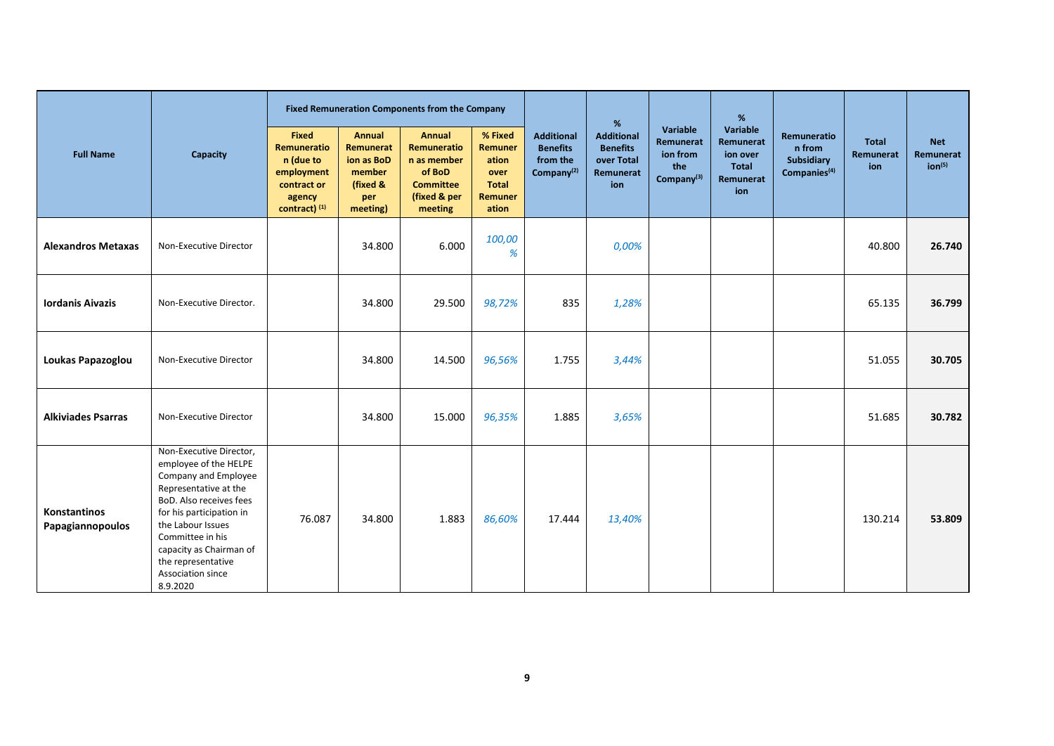| Full Name | Capacity | Fixed Remuneration Components from the Company | | | | Additional Benefits from the Company[2] | % Additional Benefits over Total Remuneration | Variable Remuneration from the Company[3] | % Variable Remuneration over Total Remuneration | Remuneration from Subsidiary Companies[4] | Total Remuneration | Net Remuneration[5] |
|---|---|---|---|---|---|---|---|---|---|---|---|---|
| | | Fixed Remuneration (due to employment contract or agency contract) [1] | Annual Remuneration as BoD member (fixed & per meeting) | Annual Remuneration as member of BoD Committee (fixed & per meeting | % Fixed Remuneration over Total Remuneration | | | | | | | |
| **Alexandros Metaxas** | Non-Executive Director | | 34.800 | 6.000 | *100,00 %* | | *0,00%* | | | | 40.800 | **26.740** |
| **Iordanis Aivazis** | Non-Executive Director. | | 34.800 | 29.500 | *98,72%* | 835 | *1,28%* | | | | 65.135 | **36.799** |
| **Loukas Papazoglou** | Non-Executive Director | | 34.800 | 14.500 | *96,56%* | 1.755 | *3,44%* | | | | 51.055 | **30.705** |
| **Alkiviades Psarras** | Non-Executive Director | | 34.800 | 15.000 | *96,35%* | 1.885 | *3,65%* | | | | 51.685 | **30.782** |
| **Konstantinos Papagiannopoulos** | Non-Executive Director, employee of the HELPE Company and Employee Representative at the BoD. Also receives fees for his participation in the Labour Issues Committee in his capacity as Chairman of the representative Association since 8.9.2020 | 76.087 | 34.800 | 1.883 | *86,60%* | 17.444 | *13,40%* | | | | 130.214 | **53.809** |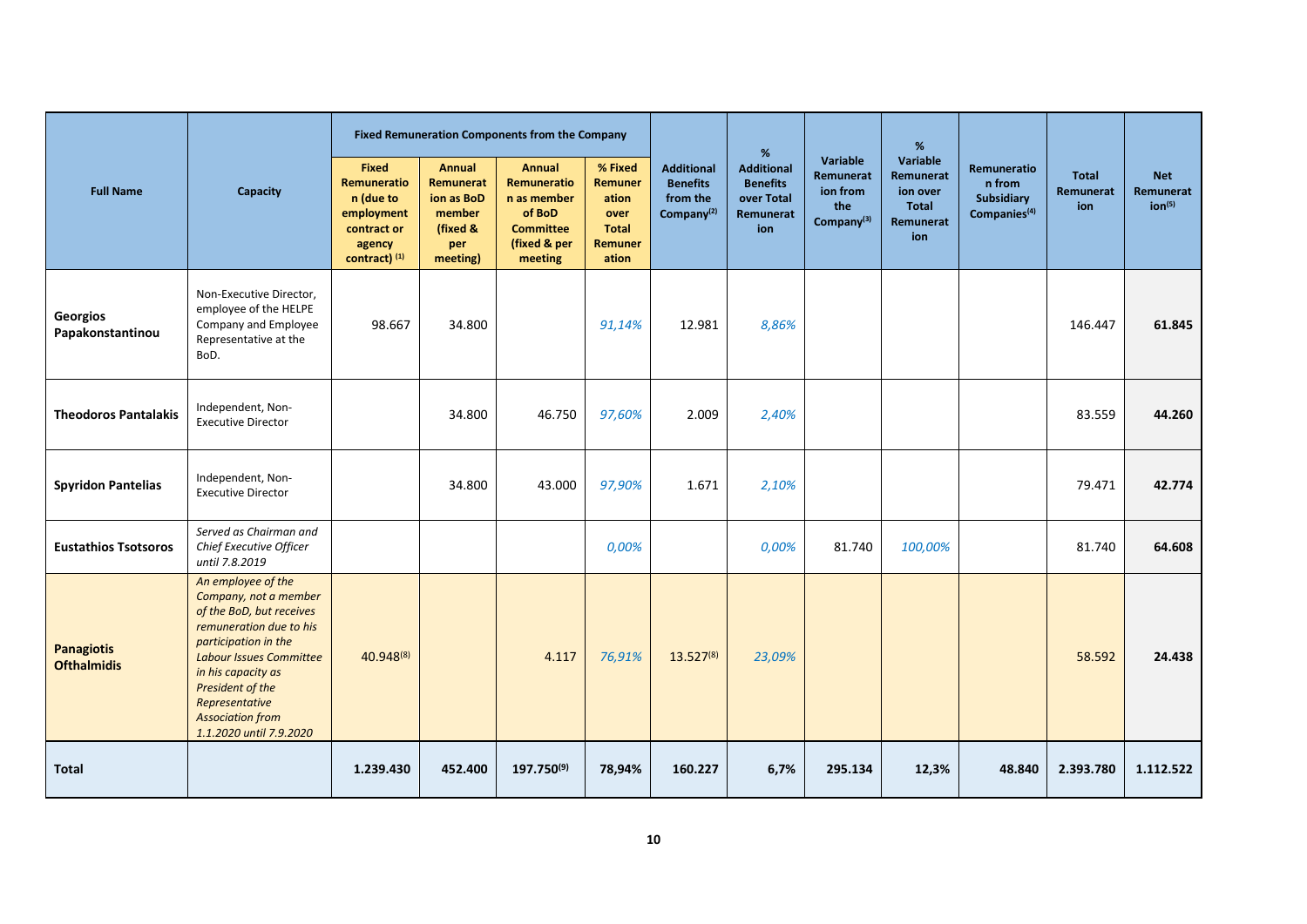| Full Name | Capacity | Fixed Remuneration Components from the Company | | | | Additional Benefits from the Company[(2)] | % Additional Benefits over Total Remuneration | Variable Remuneration from the Company[(3)] | % Variable Remuneration over Total Remuneration | Remuneration from Subsidiary Companies[(4)] | Total Remuneration | Net Remuneration[(5)] |
|---|---|---|---|---|---|---|---|---|---|---|---|---|
| | | Fixed Remuneration (due to employment contract or agency contract) [(1)] | Annual Remuneration as BoD member (fixed & per meeting) | Annual Remuneration as member of BoD Committee (fixed & per meeting | % Fixed Remuneration over Total Remuneration | | | | | | | |
| **Georgios Papakonstantinou** | Non-Executive Director, employee of the HELPE Company and Employee Representative at the BoD. | 98.667 | 34.800 | | *91,14%* | 12.981 | *8,86%* | | | | 146.447 | **61.845** |
| **Theodoros Pantalakis** | Independent, Non-Executive Director | | 34.800 | 46.750 | *97,60%* | 2.009 | *2,40%* | | | | 83.559 | **44.260** |
| **Spyridon Pantelias** | Independent, Non-Executive Director | | 34.800 | 43.000 | *97,90%* | 1.671 | *2,10%* | | | | 79.471 | **42.774** |
| **Eustathios Tsotsoros** | *Served as Chairman and Chief Executive Officer until 7.8.2019* | | | | *0,00%* | | *0,00%* | 81.740 | *100,00%* | | 81.740 | **64.608** |
| **Panagiotis Ofthalmidis** | *An employee of the Company, not a member of the BoD, but receives remuneration due to his participation in the Labour Issues Committee in his capacity as President of the Representative Association from 1.1.2020 until 7.9.2020* | 40.948[(8)] | | 4.117 | *76,91%* | 13.527[(8)] | *23,09%* | | | | 58.592 | **24.438** |
| **Total** | | **1.239.430** | **452.400** | **197.750[(9)]** | **78,94%** | **160.227** | **6,7%** | **295.134** | **12,3%** | **48.840** | **2.393.780** | **1.112.522** |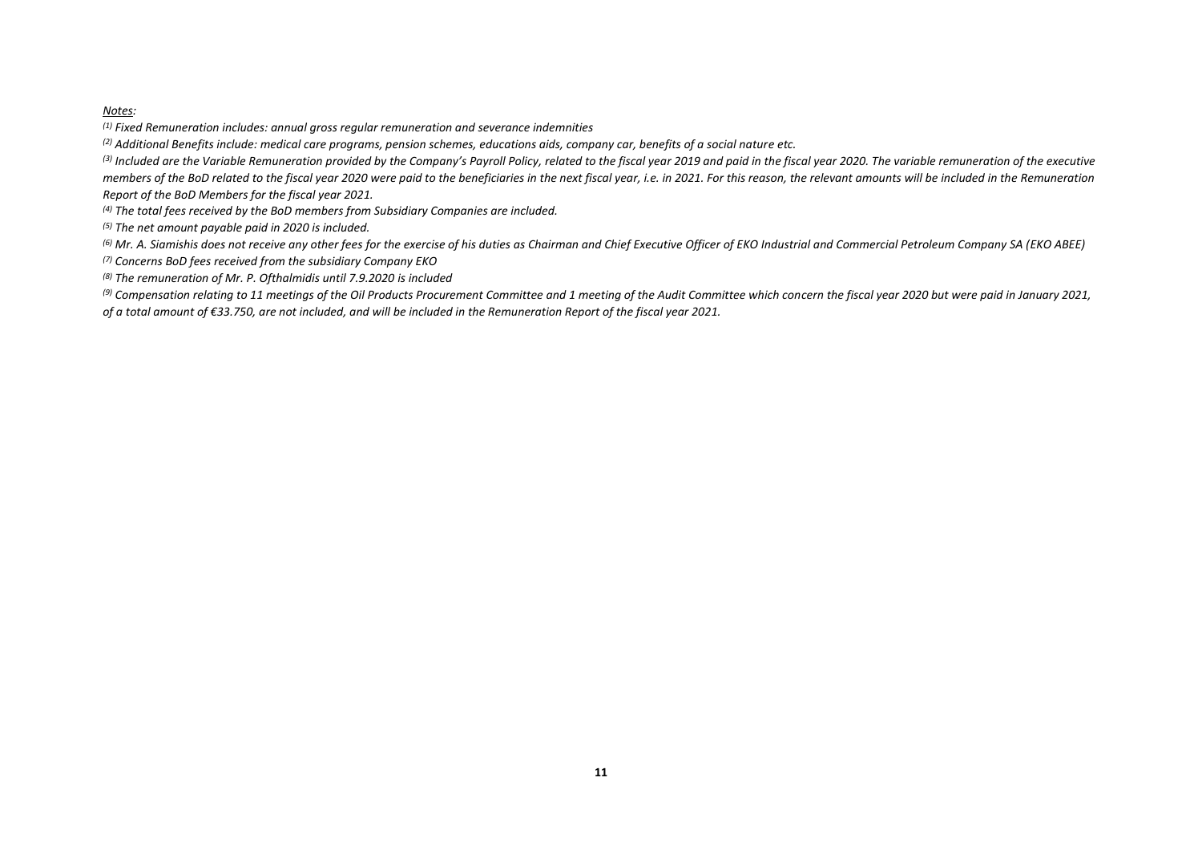*Notes:*

*[1] Fixed Remuneration includes: annual gross regular remuneration and severance indemnities*

*[2] Additional Benefits include: medical care programs, pension schemes, educations aids, company car, benefits of a social nature etc.*

*[3] Included are the Variable Remuneration provided by the Company's Payroll Policy, related to the fiscal year 2019 and paid in the fiscal year 2020. The variable remuneration of the executive members of the BoD related to the fiscal year 2020 were paid to the beneficiaries in the next fiscal year, i.e. in 2021. For this reason, the relevant amounts will be included in the Remuneration Report of the BoD Members for the fiscal year 2021.*

*[4] The total fees received by the BoD members from Subsidiary Companies are included.*

*[5] The net amount payable paid in 2020 is included.*

*[6] Mr. A. Siamishis does not receive any other fees for the exercise of his duties as Chairman and Chief Executive Officer of EKO Industrial and Commercial Petroleum Company SA (EKO ABEE)*

*[7] Concerns BoD fees received from the subsidiary Company EKO*

*[8] The remuneration of Mr. P. Ofthalmidis until 7.9.2020 is included*

*[9] Compensation relating to 11 meetings of the Oil Products Procurement Committee and 1 meeting of the Audit Committee which concern the fiscal year 2020 but were paid in January 2021, of a total amount of €33.750, are not included, and will be included in the Remuneration Report of the fiscal year 2021.*